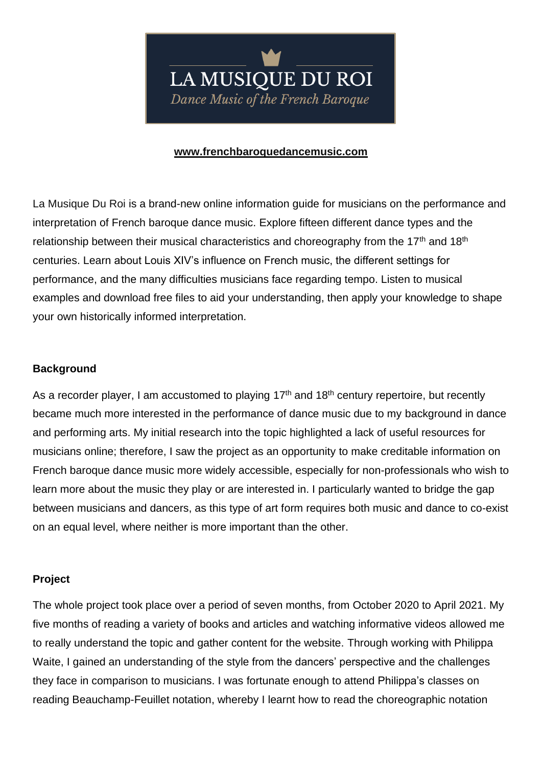# LA MUSIQUE DU ROI

*Dance Music of the French Baroque*

**www.frenchbaroquedancemusic.com**

La Musique Du Roi is a brand-new online information guide for musicians on the performance and interpretation of French baroque dance music. Explore fifteen different dance types and the relationship between their musical characteristics and choreography from the 17th and 18th centuries. Learn about Louis XIV's influence on French music, the different settings for performance, and the many difficulties musicians face regarding tempo. Listen to musical examples and download free files to aid your understanding, then apply your knowledge to shape your own historically informed interpretation.

**Background**

As a recorder player, I am accustomed to playing 17th and 18th century repertoire, but recently became much more interested in the performance of dance music due to my background in dance and performing arts. My initial research into the topic highlighted a lack of useful resources for musicians online; therefore, I saw the project as an opportunity to make creditable information on French baroque dance music more widely accessible, especially for non-professionals who wish to learn more about the music they play or are interested in. I particularly wanted to bridge the gap between musicians and dancers, as this type of art form requires both music and dance to co-exist on an equal level, where neither is more important than the other.

**Project**

The whole project took place over a period of seven months, from October 2020 to April 2021. My five months of reading a variety of books and articles and watching informative videos allowed me to really understand the topic and gather content for the website. Through working with Philippa Waite, I gained an understanding of the style from the dancers' perspective and the challenges they face in comparison to musicians. I was fortunate enough to attend Philippa's classes on reading Beauchamp-Feuillet notation, whereby I learnt how to read the choreographic notation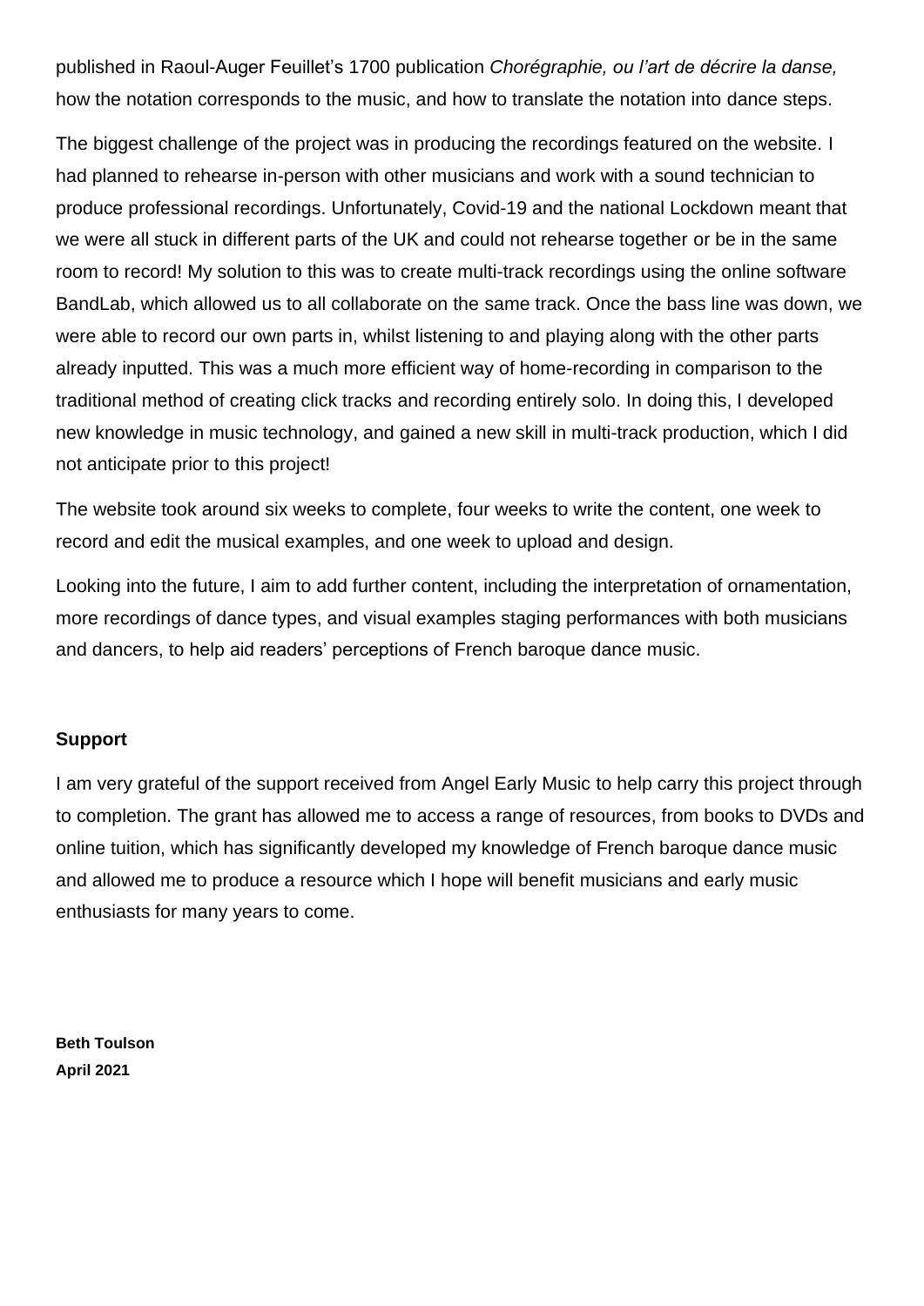published in Raoul-Auger Feuillet's 1700 publication *Chorégraphie, ou l'art de décrire la danse,* how the notation corresponds to the music, and how to translate the notation into dance steps.

The biggest challenge of the project was in producing the recordings featured on the website. I had planned to rehearse in-person with other musicians and work with a sound technician to produce professional recordings. Unfortunately, Covid-19 and the national Lockdown meant that we were all stuck in different parts of the UK and could not rehearse together or be in the same room to record! My solution to this was to create multi-track recordings using the online software BandLab, which allowed us to all collaborate on the same track. Once the bass line was down, we were able to record our own parts in, whilst listening to and playing along with the other parts already inputted. This was a much more efficient way of home-recording in comparison to the traditional method of creating click tracks and recording entirely solo. In doing this, I developed new knowledge in music technology, and gained a new skill in multi-track production, which I did not anticipate prior to this project!

The website took around six weeks to complete, four weeks to write the content, one week to record and edit the musical examples, and one week to upload and design.

Looking into the future, I aim to add further content, including the interpretation of ornamentation, more recordings of dance types, and visual examples staging performances with both musicians and dancers, to help aid readers' perceptions of French baroque dance music.

**Support**

I am very grateful of the support received from Angel Early Music to help carry this project through to completion. The grant has allowed me to access a range of resources, from books to DVDs and online tuition, which has significantly developed my knowledge of French baroque dance music and allowed me to produce a resource which I hope will benefit musicians and early music enthusiasts for many years to come.

**Beth Toulson**
**April 2021**